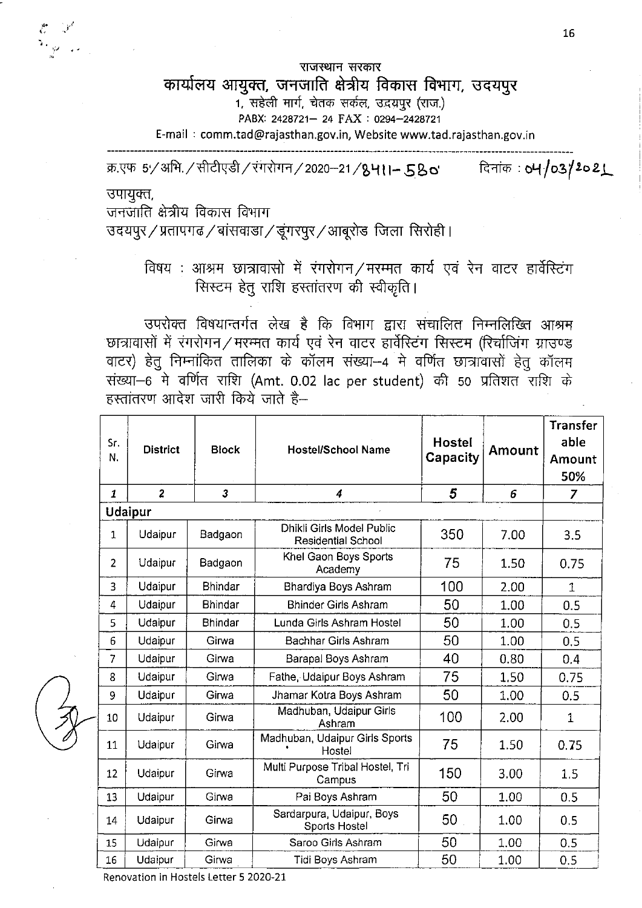राजस्थान सरकार

# कार्यालय आयुक्त, जनजाति क्षेत्रीय विकास विभाग, उदयपुर

1, सहेली मार्ग, चेतक सर्कल, उदयपुर (राज.)

PABX: 2428721– 24 FAX : 0294–2428721

E-mail : comm.tad@rajasthan.gov.in, Website www.tad.rajasthan.gov.in

---

क्र.एफ 5/अभि./सीटीएडी/रंगरोगन/2020–21/8411–580 दिनांक : 04/03/2021

उपायुक्त,
जनजाति क्षेत्रीय विकास विभाग
उदयपुर/प्रतापगढ/बांसवाडा/डूंगरपुर/आबूरोड जिला सिरोही।

विषय : आश्रम छात्रावासो में रंगरोगन/मरम्मत कार्य एवं रेन वाटर हार्वेस्टिंग सिस्टम हेतु राशि हस्तांतरण की स्वीकृति।

उपरोक्त विषयान्तर्गत लेख है कि विभाग द्वारा संचालित निम्नलिखित आश्रम छात्रावासों में रंगरोगन/मरम्मत कार्य एवं रेन वाटर हार्वेस्टिंग सिस्टम (रिर्चाजिंग ग्राउण्ड वाटर) हेतु निम्नांकित तालिका के कॉलम संख्या–4 मे वर्णित छात्रावासों हेतु कॉलम संख्या–6 मे वर्णित राशि (Amt. 0.02 lac per student) की 50 प्रतिशत राशि के हस्तांतरण आदेश जारी किये जाते है–

| Sr. N. | District | Block | Hostel/School Name | Hostel Capacity | Amount | Transferable Amount 50% |
|---|---|---|---|---|---|---|
| 1 | 2 | 3 | 4 | 5 | 6 | 7 |
| **Udaipur** | | | | | | |
| 1 | Udaipur | Badgaon | Dhikli Girls Model Public Residential School | 350 | 7.00 | 3.5 |
| 2 | Udaipur | Badgaon | Khel Gaon Boys Sports Academy | 75 | 1.50 | 0.75 |
| 3 | Udaipur | Bhindar | Bhardiya Boys Ashram | 100 | 2.00 | 1 |
| 4 | Udaipur | Bhindar | Bhinder Girls Ashram | 50 | 1.00 | 0.5 |
| 5 | Udaipur | Bhindar | Lunda Girls Ashram Hostel | 50 | 1.00 | 0.5 |
| 6 | Udaipur | Girwa | Bachhar Girls Ashram | 50 | 1.00 | 0.5 |
| 7 | Udaipur | Girwa | Barapal Boys Ashram | 40 | 0.80 | 0.4 |
| 8 | Udaipur | Girwa | Fathe, Udaipur Boys Ashram | 75 | 1.50 | 0.75 |
| 9 | Udaipur | Girwa | Jhamar Kotra Boys Ashram | 50 | 1.00 | 0.5 |
| 10 | Udaipur | Girwa | Madhuban, Udaipur Girls Ashram | 100 | 2.00 | 1 |
| 11 | Udaipur | Girwa | Madhuban, Udaipur Girls Sports Hostel | 75 | 1.50 | 0.75 |
| 12 | Udaipur | Girwa | Multi Purpose Tribal Hostel, Tri Campus | 150 | 3.00 | 1.5 |
| 13 | Udaipur | Girwa | Pai Boys Ashram | 50 | 1.00 | 0.5 |
| 14 | Udaipur | Girwa | Sardarpura, Udaipur, Boys Sports Hostel | 50 | 1.00 | 0.5 |
| 15 | Udaipur | Girwa | Saroo Girls Ashram | 50 | 1.00 | 0.5 |
| 16 | Udaipur | Girwa | Tidi Boys Ashram | 50 | 1.00 | 0.5 |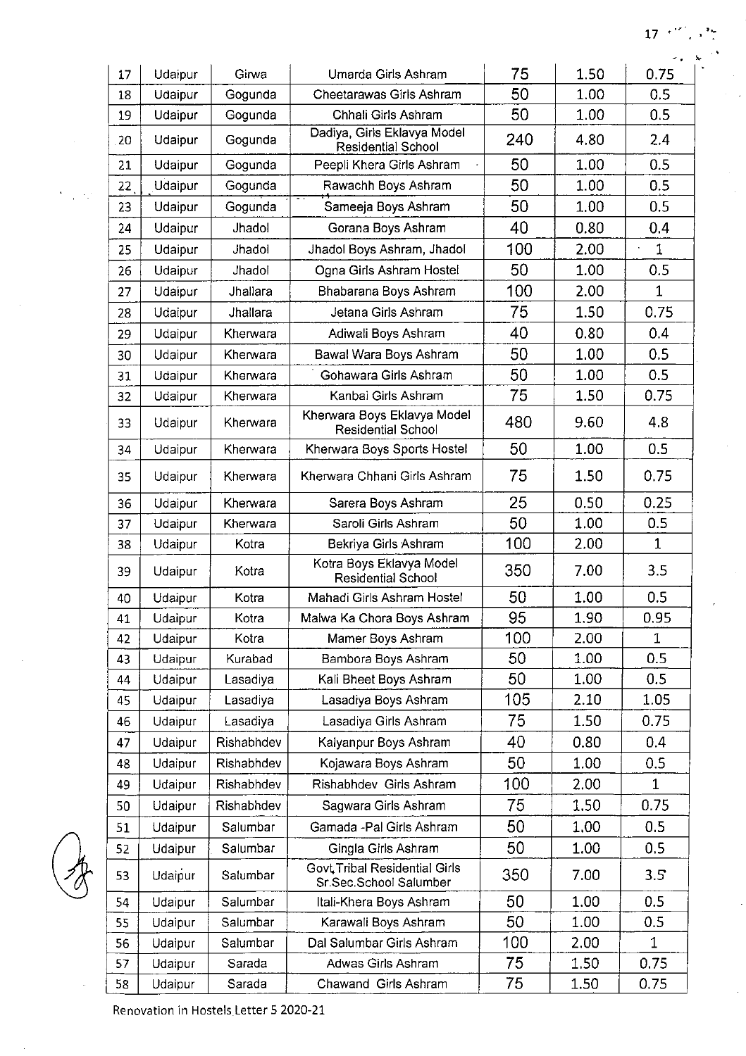| 17 | Udaipur | Girwa | Umarda Girls Ashram | 75 | 1.50 | 0.75 |
|---|---|---|---|---|---|---|
| 18 | Udaipur | Gogunda | Cheetarawas Girls Ashram | 50 | 1.00 | 0.5 |
| 19 | Udaipur | Gogunda | Chhali Girls Ashram | 50 | 1.00 | 0.5 |
| 20 | Udaipur | Gogunda | Dadiya, Girls Eklavya Model Residential School | 240 | 4.80 | 2.4 |
| 21 | Udaipur | Gogunda | Peepli Khera Girls Ashram | 50 | 1.00 | 0.5 |
| 22 | Udaipur | Gogunda | Rawachh Boys Ashram | 50 | 1.00 | 0.5 |
| 23 | Udaipur | Gogunda | Sameeja Boys Ashram | 50 | 1.00 | 0.5 |
| 24 | Udaipur | Jhadol | Gorana Boys Ashram | 40 | 0.80 | 0.4 |
| 25 | Udaipur | Jhadol | Jhadol Boys Ashram, Jhadol | 100 | 2.00 | 1 |
| 26 | Udaipur | Jhadol | Ogna Girls Ashram Hostel | 50 | 1.00 | 0.5 |
| 27 | Udaipur | Jhallara | Bhabarana Boys Ashram | 100 | 2.00 | 1 |
| 28 | Udaipur | Jhallara | Jetana Girls Ashram | 75 | 1.50 | 0.75 |
| 29 | Udaipur | Kherwara | Adiwali Boys Ashram | 40 | 0.80 | 0.4 |
| 30 | Udaipur | Kherwara | Bawal Wara Boys Ashram | 50 | 1.00 | 0.5 |
| 31 | Udaipur | Kherwara | Gohawara Girls Ashram | 50 | 1.00 | 0.5 |
| 32 | Udaipur | Kherwara | Kanbai Girls Ashram | 75 | 1.50 | 0.75 |
| 33 | Udaipur | Kherwara | Kherwara Boys Eklavya Model Residential School | 480 | 9.60 | 4.8 |
| 34 | Udaipur | Kherwara | Kherwara Boys Sports Hostel | 50 | 1.00 | 0.5 |
| 35 | Udaipur | Kherwara | Kherwara Chhani Girls Ashram | 75 | 1.50 | 0.75 |
| 36 | Udaipur | Kherwara | Sarera Boys Ashram | 25 | 0.50 | 0.25 |
| 37 | Udaipur | Kherwara | Saroli Girls Ashram | 50 | 1.00 | 0.5 |
| 38 | Udaipur | Kotra | Bekriya Girls Ashram | 100 | 2.00 | 1 |
| 39 | Udaipur | Kotra | Kotra Boys Eklavya Model Residential School | 350 | 7.00 | 3.5 |
| 40 | Udaipur | Kotra | Mahadi Girls Ashram Hostel | 50 | 1.00 | 0.5 |
| 41 | Udaipur | Kotra | Malwa Ka Chora Boys Ashram | 95 | 1.90 | 0.95 |
| 42 | Udaipur | Kotra | Mamer Boys Ashram | 100 | 2.00 | 1 |
| 43 | Udaipur | Kurabad | Bambora Boys Ashram | 50 | 1.00 | 0.5 |
| 44 | Udaipur | Lasadiya | Kali Bheet Boys Ashram | 50 | 1.00 | 0.5 |
| 45 | Udaipur | Lasadiya | Lasadiya Boys Ashram | 105 | 2.10 | 1.05 |
| 46 | Udaipur | Lasadiya | Lasadiya Girls Ashram | 75 | 1.50 | 0.75 |
| 47 | Udaipur | Rishabhdev | Kalyanpur Boys Ashram | 40 | 0.80 | 0.4 |
| 48 | Udaipur | Rishabhdev | Kojawara Boys Ashram | 50 | 1.00 | 0.5 |
| 49 | Udaipur | Rishabhdev | Rishabhdev Girls Ashram | 100 | 2.00 | 1 |
| 50 | Udaipur | Rishabhdev | Sagwara Girls Ashram | 75 | 1.50 | 0.75 |
| 51 | Udaipur | Salumbar | Gamada -Pal Girls Ashram | 50 | 1.00 | 0.5 |
| 52 | Udaipur | Salumbar | Gingla Girls Ashram | 50 | 1.00 | 0.5 |
| 53 | Udaipur | Salumbar | Govt.Tribal Residential Girls Sr.Sec.School Salumber | 350 | 7.00 | 3.5 |
| 54 | Udaipur | Salumbar | Itali-Khera Boys Ashram | 50 | 1.00 | 0.5 |
| 55 | Udaipur | Salumbar | Karawali Boys Ashram | 50 | 1.00 | 0.5 |
| 56 | Udaipur | Salumbar | Dal Salumbar Girls Ashram | 100 | 2.00 | 1 |
| 57 | Udaipur | Sarada | Adwas Girls Ashram | 75 | 1.50 | 0.75 |
| 58 | Udaipur | Sarada | Chawand Girls Ashram | 75 | 1.50 | 0.75 |

Renovation in Hostels Letter 5 2020-21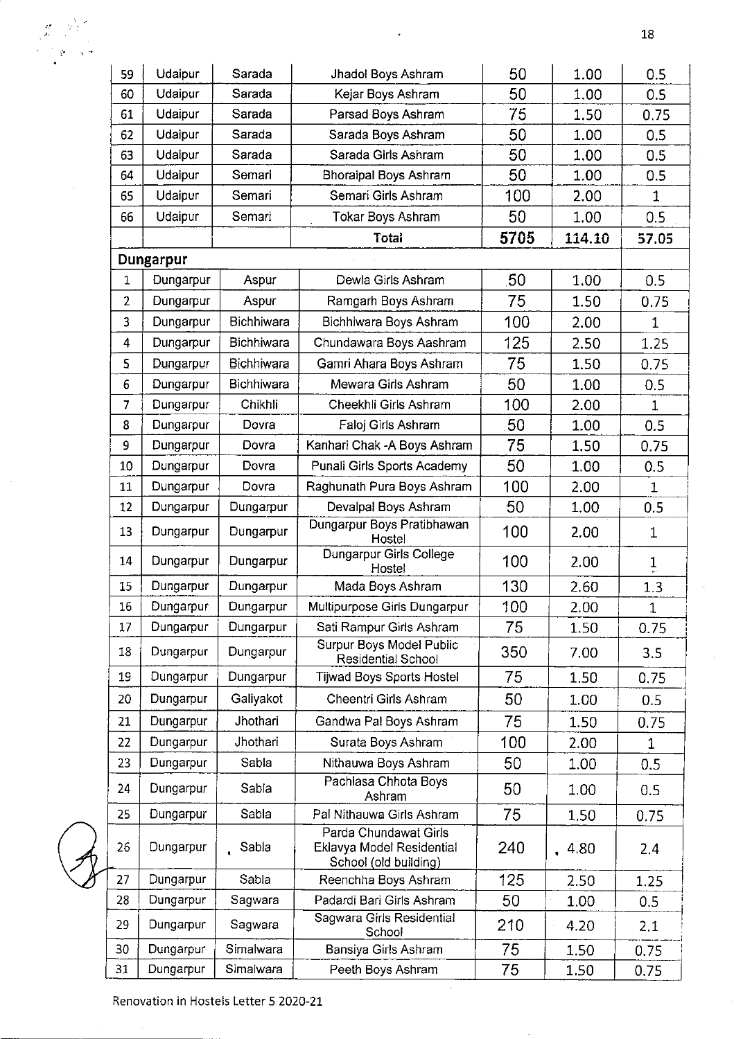| 59 | Udaipur | Sarada | Jhadol Boys Ashram | 50 | 1.00 | 0.5 |
|---|---|---|---|---|---|---|
| 60 | Udaipur | Sarada | Kejar Boys Ashram | 50 | 1.00 | 0.5 |
| 61 | Udaipur | Sarada | Parsad Boys Ashram | 75 | 1.50 | 0.75 |
| 62 | Udaipur | Sarada | Sarada Boys Ashram | 50 | 1.00 | 0.5 |
| 63 | Udaipur | Sarada | Sarada Girls Ashram | 50 | 1.00 | 0.5 |
| 64 | Udaipur | Semari | Bhoraipal Boys Ashram | 50 | 1.00 | 0.5 |
| 65 | Udaipur | Semari | Semari Girls Ashram | 100 | 2.00 | 1 |
| 66 | Udaipur | Semari | Tokar Boys Ashram | 50 | 1.00 | 0.5 |
| | | | **Total** | **5705** | **114.10** | **57.05** |
| **Dungarpur** | | | | | | |
| 1 | Dungarpur | Aspur | Dewla Girls Ashram | 50 | 1.00 | 0.5 |
| 2 | Dungarpur | Aspur | Ramgarh Boys Ashram | 75 | 1.50 | 0.75 |
| 3 | Dungarpur | Bichhiwara | Bichhiwara Boys Ashram | 100 | 2.00 | 1 |
| 4 | Dungarpur | Bichhiwara | Chundawara Boys Aashram | 125 | 2.50 | 1.25 |
| 5 | Dungarpur | Bichhiwara | Gamri Ahara Boys Ashram | 75 | 1.50 | 0.75 |
| 6 | Dungarpur | Bichhiwara | Mewara Girls Ashram | 50 | 1.00 | 0.5 |
| 7 | Dungarpur | Chikhli | Cheekhli Girls Ashram | 100 | 2.00 | 1 |
| 8 | Dungarpur | Dovra | Faloj Girls Ashram | 50 | 1.00 | 0.5 |
| 9 | Dungarpur | Dovra | Kanhari Chak -A Boys Ashram | 75 | 1.50 | 0.75 |
| 10 | Dungarpur | Dovra | Punali Girls Sports Academy | 50 | 1.00 | 0.5 |
| 11 | Dungarpur | Dovra | Raghunath Pura Boys Ashram | 100 | 2.00 | 1 |
| 12 | Dungarpur | Dungarpur | Devalpal Boys Ashram | 50 | 1.00 | 0.5 |
| 13 | Dungarpur | Dungarpur | Dungarpur Boys Pratibhawan Hostel | 100 | 2.00 | 1 |
| 14 | Dungarpur | Dungarpur | Dungarpur Girls College Hostel | 100 | 2.00 | 1 |
| 15 | Dungarpur | Dungarpur | Mada Boys Ashram | 130 | 2.60 | 1.3 |
| 16 | Dungarpur | Dungarpur | Multipurpose Girls Dungarpur | 100 | 2.00 | 1 |
| 17 | Dungarpur | Dungarpur | Sati Rampur Girls Ashram | 75 | 1.50 | 0.75 |
| 18 | Dungarpur | Dungarpur | Surpur Boys Model Public Residential School | 350 | 7.00 | 3.5 |
| 19 | Dungarpur | Dungarpur | Tijwad Boys Sports Hostel | 75 | 1.50 | 0.75 |
| 20 | Dungarpur | Galiyakot | Cheentri Girls Ashram | 50 | 1.00 | 0.5 |
| 21 | Dungarpur | Jhothari | Gandwa Pal Boys Ashram | 75 | 1.50 | 0.75 |
| 22 | Dungarpur | Jhothari | Surata Boys Ashram | 100 | 2.00 | 1 |
| 23 | Dungarpur | Sabla | Nithauwa Boys Ashram | 50 | 1.00 | 0.5 |
| 24 | Dungarpur | Sabla | Pachlasa Chhota Boys Ashram | 50 | 1.00 | 0.5 |
| 25 | Dungarpur | Sabla | Pal Nithauwa Girls Ashram | 75 | 1.50 | 0.75 |
| 26 | Dungarpur | Sabla | Parda Chundawat Girls Eklavya Model Residential School (old building) | 240 | 4.80 | 2.4 |
| 27 | Dungarpur | Sabla | Reenchha Boys Ashram | 125 | 2.50 | 1.25 |
| 28 | Dungarpur | Sagwara | Padardi Bari Girls Ashram | 50 | 1.00 | 0.5 |
| 29 | Dungarpur | Sagwara | Sagwara Girls Residential School | 210 | 4.20 | 2.1 |
| 30 | Dungarpur | Simalwara | Bansiya Girls Ashram | 75 | 1.50 | 0.75 |
| 31 | Dungarpur | Simalwara | Peeth Boys Ashram | 75 | 1.50 | 0.75 |

Renovation in Hostels Letter 5 2020-21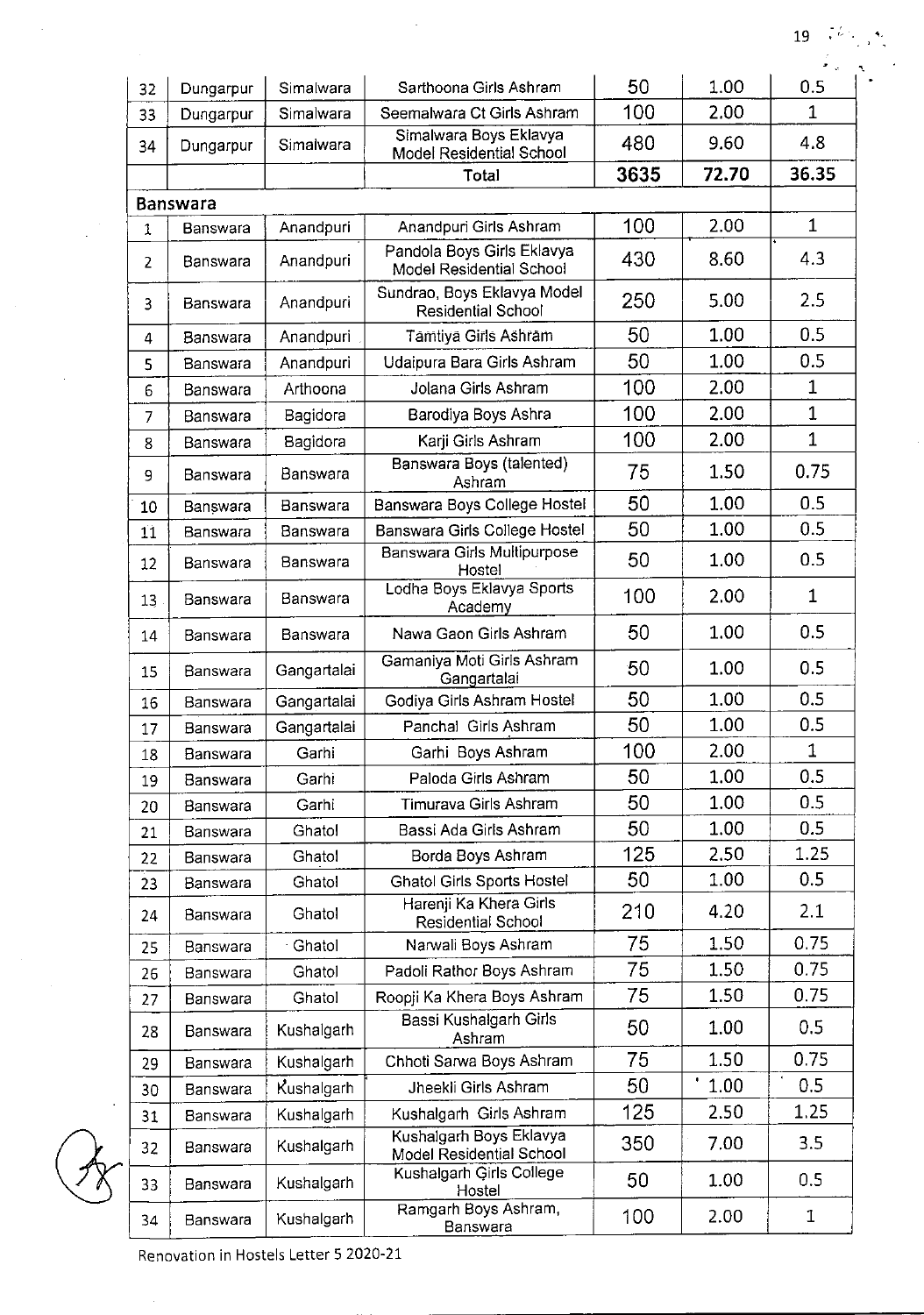| | | | | | | |
|---|---|---|---|---|---|---|
| 32 | Dungarpur | Simalwara | Sarthoona Girls Ashram | 50 | 1.00 | 0.5 |
| 33 | Dungarpur | Simalwara | Seemalwara Ct Girls Ashram | 100 | 2.00 | 1 |
| 34 | Dungarpur | Simalwara | Simalwara Boys Eklavya Model Residential School | 480 | 9.60 | 4.8 |
| | | | **Total** | **3635** | **72.70** | **36.35** |
| **Banswara** | | | | | | |
| 1 | Banswara | Anandpuri | Anandpuri Girls Ashram | 100 | 2.00 | 1 |
| 2 | Banswara | Anandpuri | Pandola Boys Girls Eklavya Model Residential School | 430 | 8.60 | 4.3 |
| 3 | Banswara | Anandpuri | Sundrao, Boys Eklavya Model Residential School | 250 | 5.00 | 2.5 |
| 4 | Banswara | Anandpuri | Tamtiya Girls Ashram | 50 | 1.00 | 0.5 |
| 5 | Banswara | Anandpuri | Udaipura Bara Girls Ashram | 50 | 1.00 | 0.5 |
| 6 | Banswara | Arthoona | Jolana Girls Ashram | 100 | 2.00 | 1 |
| 7 | Banswara | Bagidora | Barodiya Boys Ashra | 100 | 2.00 | 1 |
| 8 | Banswara | Bagidora | Karji Girls Ashram | 100 | 2.00 | 1 |
| 9 | Banswara | Banswara | Banswara Boys (talented) Ashram | 75 | 1.50 | 0.75 |
| 10 | Banswara | Banswara | Banswara Boys College Hostel | 50 | 1.00 | 0.5 |
| 11 | Banswara | Banswara | Banswara Girls College Hostel | 50 | 1.00 | 0.5 |
| 12 | Banswara | Banswara | Banswara Girls Multipurpose Hostel | 50 | 1.00 | 0.5 |
| 13 | Banswara | Banswara | Lodha Boys Eklavya Sports Academy | 100 | 2.00 | 1 |
| 14 | Banswara | Banswara | Nawa Gaon Girls Ashram | 50 | 1.00 | 0.5 |
| 15 | Banswara | Gangartalai | Gamaniya Moti Girls Ashram Gangartalai | 50 | 1.00 | 0.5 |
| 16 | Banswara | Gangartalai | Godiya Girls Ashram Hostel | 50 | 1.00 | 0.5 |
| 17 | Banswara | Gangartalai | Panchal Girls Ashram | 50 | 1.00 | 0.5 |
| 18 | Banswara | Garhi | Garhi Boys Ashram | 100 | 2.00 | 1 |
| 19 | Banswara | Garhi | Paloda Girls Ashram | 50 | 1.00 | 0.5 |
| 20 | Banswara | Garhi | Timurava Girls Ashram | 50 | 1.00 | 0.5 |
| 21 | Banswara | Ghatol | Bassi Ada Girls Ashram | 50 | 1.00 | 0.5 |
| 22 | Banswara | Ghatol | Borda Boys Ashram | 125 | 2.50 | 1.25 |
| 23 | Banswara | Ghatol | Ghatol Girls Sports Hostel | 50 | 1.00 | 0.5 |
| 24 | Banswara | Ghatol | Harenji Ka Khera Girls Residential School | 210 | 4.20 | 2.1 |
| 25 | Banswara | Ghatol | Narwali Boys Ashram | 75 | 1.50 | 0.75 |
| 26 | Banswara | Ghatol | Padoli Rathor Boys Ashram | 75 | 1.50 | 0.75 |
| 27 | Banswara | Ghatol | Roopji Ka Khera Boys Ashram | 75 | 1.50 | 0.75 |
| 28 | Banswara | Kushalgarh | Bassi Kushalgarh Girls Ashram | 50 | 1.00 | 0.5 |
| 29 | Banswara | Kushalgarh | Chhoti Sarwa Boys Ashram | 75 | 1.50 | 0.75 |
| 30 | Banswara | Kushalgarh | Jheekli Girls Ashram | 50 | 1.00 | 0.5 |
| 31 | Banswara | Kushalgarh | Kushalgarh Girls Ashram | 125 | 2.50 | 1.25 |
| 32 | Banswara | Kushalgarh | Kushalgarh Boys Eklavya Model Residential School | 350 | 7.00 | 3.5 |
| 33 | Banswara | Kushalgarh | Kushalgarh Girls College Hostel | 50 | 1.00 | 0.5 |
| 34 | Banswara | Kushalgarh | Ramgarh Boys Ashram, Banswara | 100 | 2.00 | 1 |

Renovation in Hostels Letter 5 2020-21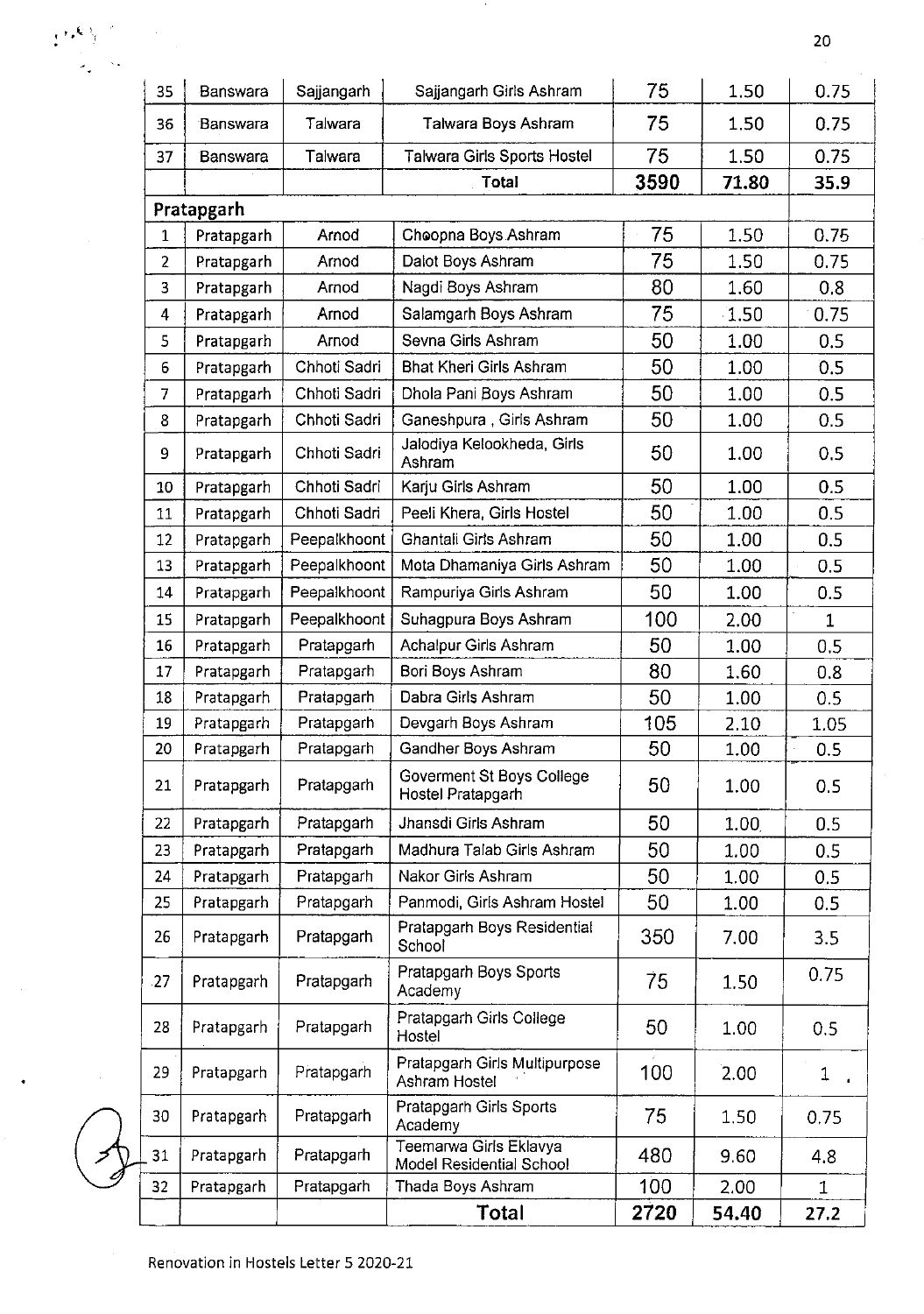| 35 | Banswara | Sajjangarh | Sajjangarh Girls Ashram | 75 | 1.50 | 0.75 |
|---|---|---|---|---|---|---|
| 36 | Banswara | Talwara | Talwara Boys Ashram | 75 | 1.50 | 0.75 |
| 37 | Banswara | Talwara | Talwara Girls Sports Hostel | 75 | 1.50 | 0.75 |
| | | | **Total** | **3590** | **71.80** | **35.9** |
| **Pratapgarh** | | | | | | |
| 1 | Pratapgarh | Arnod | Choopna Boys Ashram | 75 | 1.50 | 0.75 |
| 2 | Pratapgarh | Arnod | Dalot Boys Ashram | 75 | 1.50 | 0.75 |
| 3 | Pratapgarh | Arnod | Nagdi Boys Ashram | 80 | 1.60 | 0.8 |
| 4 | Pratapgarh | Arnod | Salamgarh Boys Ashram | 75 | 1.50 | 0.75 |
| 5 | Pratapgarh | Arnod | Sevna Girls Ashram | 50 | 1.00 | 0.5 |
| 6 | Pratapgarh | Chhoti Sadri | Bhat Kheri Girls Ashram | 50 | 1.00 | 0.5 |
| 7 | Pratapgarh | Chhoti Sadri | Dhola Pani Boys Ashram | 50 | 1.00 | 0.5 |
| 8 | Pratapgarh | Chhoti Sadri | Ganeshpura , Girls Ashram | 50 | 1.00 | 0.5 |
| 9 | Pratapgarh | Chhoti Sadri | Jalodiya Kelookheda, Girls Ashram | 50 | 1.00 | 0.5 |
| 10 | Pratapgarh | Chhoti Sadri | Karju Girls Ashram | 50 | 1.00 | 0.5 |
| 11 | Pratapgarh | Chhoti Sadri | Peeli Khera, Girls Hostel | 50 | 1.00 | 0.5 |
| 12 | Pratapgarh | Peepalkhoont | Ghantali Girls Ashram | 50 | 1.00 | 0.5 |
| 13 | Pratapgarh | Peepalkhoont | Mota Dhamaniya Girls Ashram | 50 | 1.00 | 0.5 |
| 14 | Pratapgarh | Peepalkhoont | Rampuriya Girls Ashram | 50 | 1.00 | 0.5 |
| 15 | Pratapgarh | Peepalkhoont | Suhagpura Boys Ashram | 100 | 2.00 | 1 |
| 16 | Pratapgarh | Pratapgarh | Achalpur Girls Ashram | 50 | 1.00 | 0.5 |
| 17 | Pratapgarh | Pratapgarh | Bori Boys Ashram | 80 | 1.60 | 0.8 |
| 18 | Pratapgarh | Pratapgarh | Dabra Girls Ashram | 50 | 1.00 | 0.5 |
| 19 | Pratapgarh | Pratapgarh | Devgarh Boys Ashram | 105 | 2.10 | 1.05 |
| 20 | Pratapgarh | Pratapgarh | Gandher Boys Ashram | 50 | 1.00 | 0.5 |
| 21 | Pratapgarh | Pratapgarh | Goverment St Boys College Hostel Pratapgarh | 50 | 1.00 | 0.5 |
| 22 | Pratapgarh | Pratapgarh | Jhansdi Girls Ashram | 50 | 1.00 | 0.5 |
| 23 | Pratapgarh | Pratapgarh | Madhura Talab Girls Ashram | 50 | 1.00 | 0.5 |
| 24 | Pratapgarh | Pratapgarh | Nakor Girls Ashram | 50 | 1.00 | 0.5 |
| 25 | Pratapgarh | Pratapgarh | Panmodi, Girls Ashram Hostel | 50 | 1.00 | 0.5 |
| 26 | Pratapgarh | Pratapgarh | Pratapgarh Boys Residential School | 350 | 7.00 | 3.5 |
| 27 | Pratapgarh | Pratapgarh | Pratapgarh Boys Sports Academy | 75 | 1.50 | 0.75 |
| 28 | Pratapgarh | Pratapgarh | Pratapgarh Girls College Hostel | 50 | 1.00 | 0.5 |
| 29 | Pratapgarh | Pratapgarh | Pratapgarh Girls Multipurpose Ashram Hostel | 100 | 2.00 | 1 |
| 30 | Pratapgarh | Pratapgarh | Pratapgarh Girls Sports Academy | 75 | 1.50 | 0.75 |
| 31 | Pratapgarh | Pratapgarh | Teemarwa Girls Eklavya Model Residential School | 480 | 9.60 | 4.8 |
| 32 | Pratapgarh | Pratapgarh | Thada Boys Ashram | 100 | 2.00 | 1 |
| | | | **Total** | **2720** | **54.40** | **27.2** |

Renovation in Hostels Letter 5 2020-21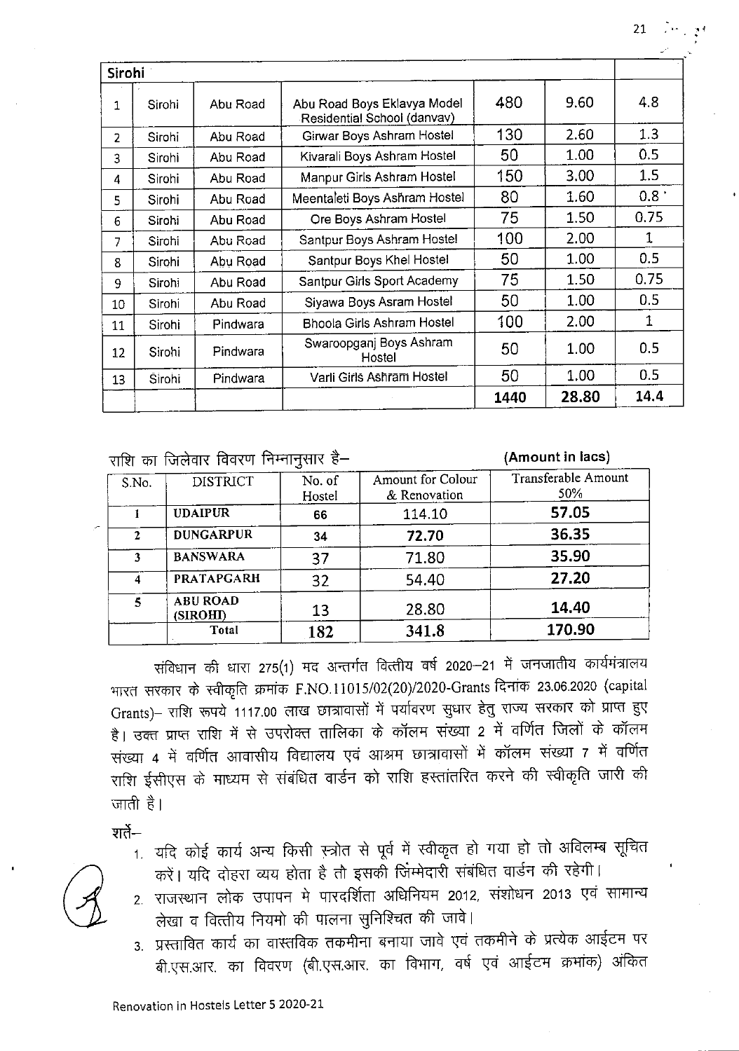| Sirohi | | | | | | |
|---|---|---|---|---|---|---|
| 1 | Sirohi | Abu Road | Abu Road Boys Eklavya Model Residential School (danvav) | 480 | 9.60 | 4.8 |
| 2 | Sirohi | Abu Road | Girwar Boys Ashram Hostel | 130 | 2.60 | 1.3 |
| 3 | Sirohi | Abu Road | Kivarali Boys Ashram Hostel | 50 | 1.00 | 0.5 |
| 4 | Sirohi | Abu Road | Manpur Girls Ashram Hostel | 150 | 3.00 | 1.5 |
| 5 | Sirohi | Abu Road | Meentaleti Boys Ashram Hostel | 80 | 1.60 | 0.8 |
| 6 | Sirohi | Abu Road | Ore Boys Ashram Hostel | 75 | 1.50 | 0.75 |
| 7 | Sirohi | Abu Road | Santpur Boys Ashram Hostel | 100 | 2.00 | 1 |
| 8 | Sirohi | Abu Road | Santpur Boys Khel Hostel | 50 | 1.00 | 0.5 |
| 9 | Sirohi | Abu Road | Santpur Girls Sport Academy | 75 | 1.50 | 0.75 |
| 10 | Sirohi | Abu Road | Siyawa Boys Asram Hostel | 50 | 1.00 | 0.5 |
| 11 | Sirohi | Pindwara | Bhoola Girls Ashram Hostel | 100 | 2.00 | 1 |
| 12 | Sirohi | Pindwara | Swaroopganj Boys Ashram Hostel | 50 | 1.00 | 0.5 |
| 13 | Sirohi | Pindwara | Varli Girls Ashram Hostel | 50 | 1.00 | 0.5 |
| | | | | **1440** | **28.80** | **14.4** |

राशि का जिलेवार विवरण निम्नानुसार है– **(Amount in lacs)**

| S.No. | DISTRICT | No. of Hostel | Amount for Colour & Renovation | Transferable Amount 50% |
|---|---|---|---|---|
| 1 | **UDAIPUR** | **66** | 114.10 | **57.05** |
| 2 | **DUNGARPUR** | **34** | **72.70** | **36.35** |
| 3 | **BANSWARA** | 37 | 71.80 | **35.90** |
| 4 | **PRATAPGARH** | 32 | 54.40 | **27.20** |
| 5 | **ABU ROAD (SIROHI)** | 13 | 28.80 | **14.40** |
| | **Total** | **182** | **341.8** | **170.90** |

संविधान की धारा 275(1) मद अन्तर्गत वित्तीय वर्ष 2020–21 में जनजातीय कार्यमंत्रालय भारत सरकार के स्वीकृति क्रमांक F.NO.11015/02(20)/2020-Grants दिनांक 23.06.2020 (capital Grants)– राशि रूपये 1117.00 लाख छात्रावासों में पर्यावरण सुधार हेतु राज्य सरकार को प्राप्त हुए है। उक्त प्राप्त राशि में से उपरोक्त तालिका के कॉलम संख्या 2 में वर्णित जिलों के कॉलम संख्या 4 में वर्णित आवासीय विद्यालय एवं आश्रम छात्रावासों में कॉलम संख्या 7 में वर्णित राशि ईसीएस के माध्यम से संबंधित वार्डन को राशि हस्तांतरित करने की स्वीकृति जारी की जाती है।

शर्ते–

1. यदि कोई कार्य अन्य किसी स्त्रोत से पूर्व में स्वीकृत हो गया हो तो अविलम्ब सूचित करें। यदि दोहरा व्यय होता है तो इसकी जिम्मेदारी संबंधित वार्डन की रहेगी।
2. राजस्थान लोक उपापन मे पारदर्शिता अधिनियम 2012, संशोधन 2013 एवं सामान्य लेखा व वित्तीय नियमो की पालना सुनिश्चित की जावे।
3. प्रस्तावित कार्य का वास्तविक तकमीना बनाया जावे एवं तकमीने के प्रत्येक आईटम पर बी.एस.आर. का विवरण (बी.एस.आर. का विभाग, वर्ष एवं आईटम क्रमांक) अंकित

Renovation in Hostels Letter 5 2020-21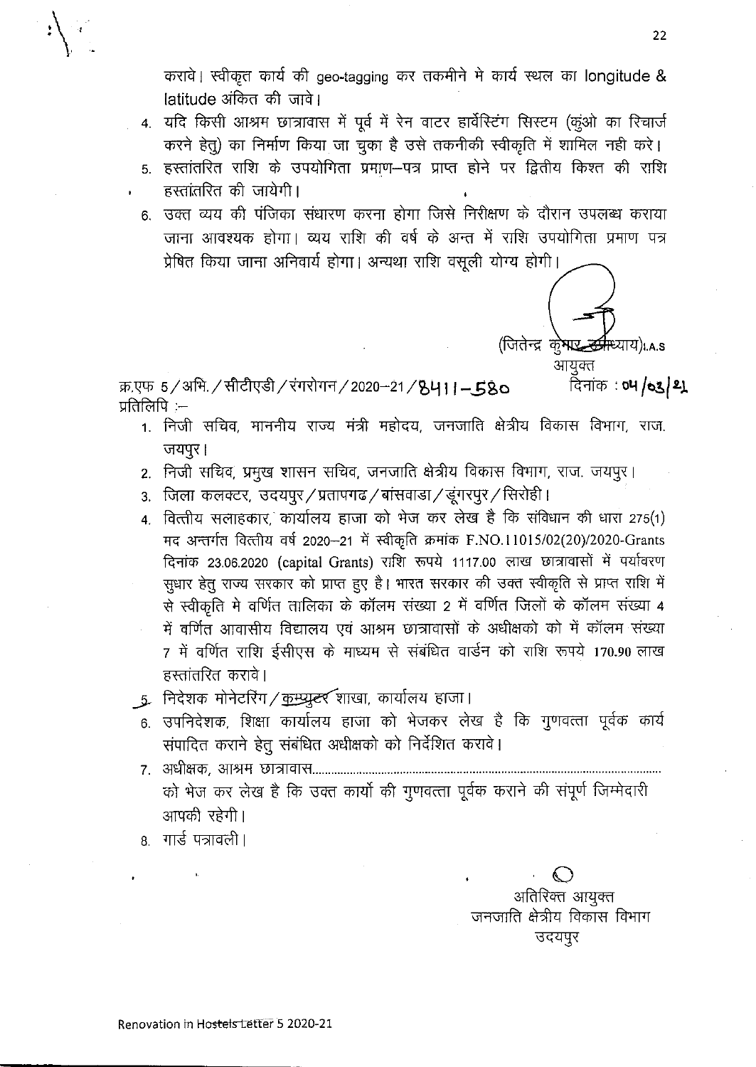करावे। स्वीकृत कार्य की geo-tagging कर तकमीने मे कार्य स्थल का longitude & latitude अंकित की जावे।

4. यदि किसी आश्रम छात्रावास में पूर्व में रेन वाटर हार्वेस्टिंग सिस्टम (कुंओ का रिचार्ज करने हेतु) का निर्माण किया जा चुका है उसे तकनीकी स्वीकृति में शामिल नही करे।
5. हस्तांतरित राशि के उपयोगिता प्रमाण–पत्र प्राप्त होने पर द्वितीय किश्त की राशि हस्तांतरित की जायेगी।
6. उक्त व्यय की पंजिका संधारण करना होगा जिसे निरीक्षण के दौरान उपलब्ध कराया जाना आवश्यक होगा। व्यय राशि की वर्ष के अन्त में राशि उपयोगिता प्रमाण पत्र प्रेषित किया जाना अनिवार्य होगा। अन्यथा राशि वसूली योग्य होगी।

(जितेन्द्र कुमार सोमण्याय)I.A.S
आयुक्त

क्र.एफ 5/अभि./सीटीएडी/रंगरोगन/2020–21/8411–580 दिनांक : 04/03/21

प्रतिलिपि :–

1. निजी सचिव, माननीय राज्य मंत्री महोदय, जनजाति क्षेत्रीय विकास विभाग, राज. जयपुर।
2. निजी सचिव, प्रमुख शासन सचिव, जनजाति क्षेत्रीय विकास विभाग, राज. जयपुर।
3. जिला कलक्टर, उदयपुर/प्रतापगढ/बांसवाडा/डूंगरपुर/सिरोही।
4. वित्तीय सलाहकार, कार्यालय हाजा को भेज कर लेख है कि संविधान की धारा 275(1) मद अन्तर्गत वित्तीय वर्ष 2020–21 में स्वीकृति क्रमांक F.NO.11015/02(20)/2020-Grants दिनांक 23.06.2020 (capital Grants) राशि रूपये 1117.00 लाख छात्रावासों में पर्यावरण सुधार हेतु राज्य सरकार को प्राप्त हुए है। भारत सरकार की उक्त स्वीकृति से प्राप्त राशि में से स्वीकृति मे वर्णित तालिका के कॉलम संख्या 2 में वर्णित जिलों के कॉलम संख्या 4 में वर्णित आवासीय विद्यालय एवं आश्रम छात्रावासों के अधीक्षको को में कॉलम संख्या 7 में वर्णित राशि ईसीएस के माध्यम से संबंधित वार्डन को राशि रूपये 170.90 लाख हस्तांतरित करावे।
5. निदेशक मोनेटरिंग/कम्प्यूटर शाखा, कार्यालय हाजा।
6. उपनिदेशक, शिक्षा कार्यालय हाजा को भेजकर लेख है कि गुणवत्ता पूर्वक कार्य संपादित कराने हेतु संबंधित अधीक्षको को निर्देशित करावे।
7. अधीक्षक, आश्रम छात्रावास.......................................................................................................... को भेज कर लेख है कि उक्त कार्यो की गुणवत्ता पूर्वक कराने की संपूर्ण जिम्मेदारी आपकी रहेगी।
8. गार्ड पत्रावली।

अतिरिक्त आयुक्त
जनजाति क्षेत्रीय विकास विभाग
उदयपुर

Renovation in Hostels Letter 5 2020-21